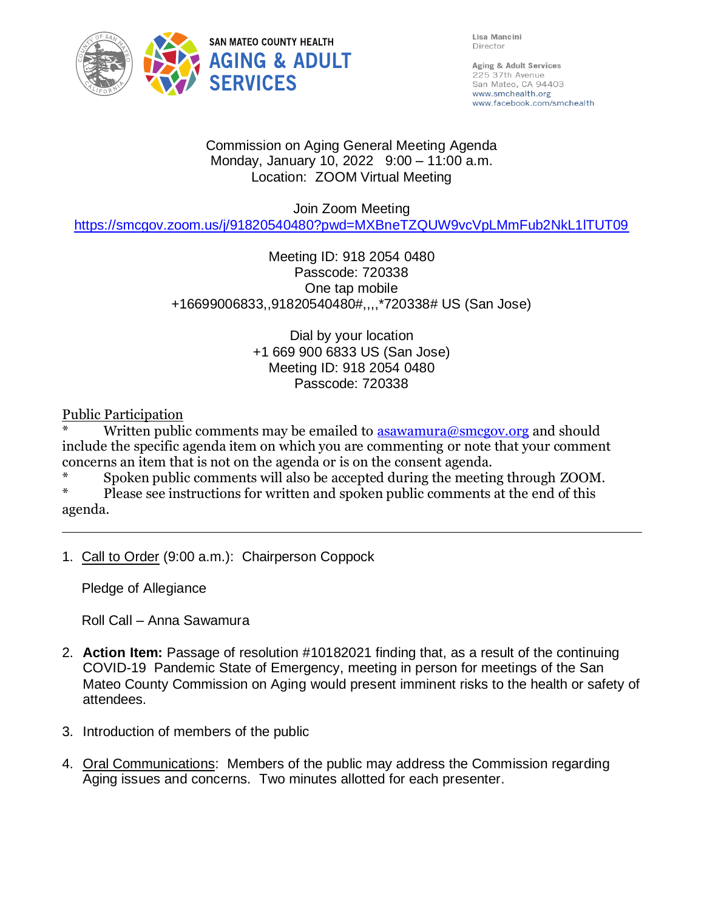SAN MATEO COUNTY HEALTH
**AGING & ADULT SERVICES**

Lisa Mancini
Director

Aging & Adult Services
225 37th Avenue
San Mateo, CA 94403
www.smchealth.org
www.facebook.com/smchealth

Commission on Aging General Meeting Agenda
Monday, January 10, 2022 9:00 – 11:00 a.m.
Location: ZOOM Virtual Meeting

Join Zoom Meeting
https://smcgov.zoom.us/j/91820540480?pwd=MXBneTZQUW9vcVpLMmFub2NkL1lTUT09

Meeting ID: 918 2054 0480
Passcode: 720338
One tap mobile
+16699006833,,91820540480#,,,,*720338# US (San Jose)

Dial by your location
+1 669 900 6833 US (San Jose)
Meeting ID: 918 2054 0480
Passcode: 720338

Public Participation

* Written public comments may be emailed to asawamura@smcgov.org and should include the specific agenda item on which you are commenting or note that your comment concerns an item that is not on the agenda or is on the consent agenda.
* Spoken public comments will also be accepted during the meeting through ZOOM.
* Please see instructions for written and spoken public comments at the end of this agenda.

---

1. Call to Order (9:00 a.m.): Chairperson Coppock

   Pledge of Allegiance

   Roll Call – Anna Sawamura

2. **Action Item:** Passage of resolution #10182021 finding that, as a result of the continuing COVID-19 Pandemic State of Emergency, meeting in person for meetings of the San Mateo County Commission on Aging would present imminent risks to the health or safety of attendees.

3. Introduction of members of the public

4. Oral Communications: Members of the public may address the Commission regarding Aging issues and concerns. Two minutes allotted for each presenter.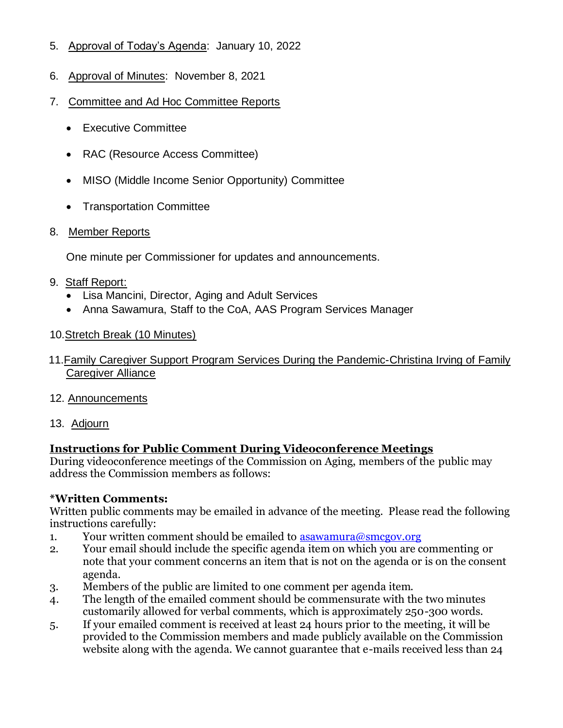5. Approval of Today's Agenda: January 10, 2022

6. Approval of Minutes: November 8, 2021

7. Committee and Ad Hoc Committee Reports

   - Executive Committee
   - RAC (Resource Access Committee)
   - MISO (Middle Income Senior Opportunity) Committee
   - Transportation Committee

8. Member Reports

   One minute per Commissioner for updates and announcements.

9. Staff Report:
   - Lisa Mancini, Director, Aging and Adult Services
   - Anna Sawamura, Staff to the CoA, AAS Program Services Manager

10. Stretch Break (10 Minutes)

11. Family Caregiver Support Program Services During the Pandemic-Christina Irving of Family Caregiver Alliance

12. Announcements

13. Adjourn

## Instructions for Public Comment During Videoconference Meetings

During videoconference meetings of the Commission on Aging, members of the public may address the Commission members as follows:

### *Written Comments:

Written public comments may be emailed in advance of the meeting. Please read the following instructions carefully:

1. Your written comment should be emailed to asawamura@smcgov.org
2. Your email should include the specific agenda item on which you are commenting or note that your comment concerns an item that is not on the agenda or is on the consent agenda.
3. Members of the public are limited to one comment per agenda item.
4. The length of the emailed comment should be commensurate with the two minutes customarily allowed for verbal comments, which is approximately 250-300 words.
5. If your emailed comment is received at least 24 hours prior to the meeting, it will be provided to the Commission members and made publicly available on the Commission website along with the agenda. We cannot guarantee that e-mails received less than 24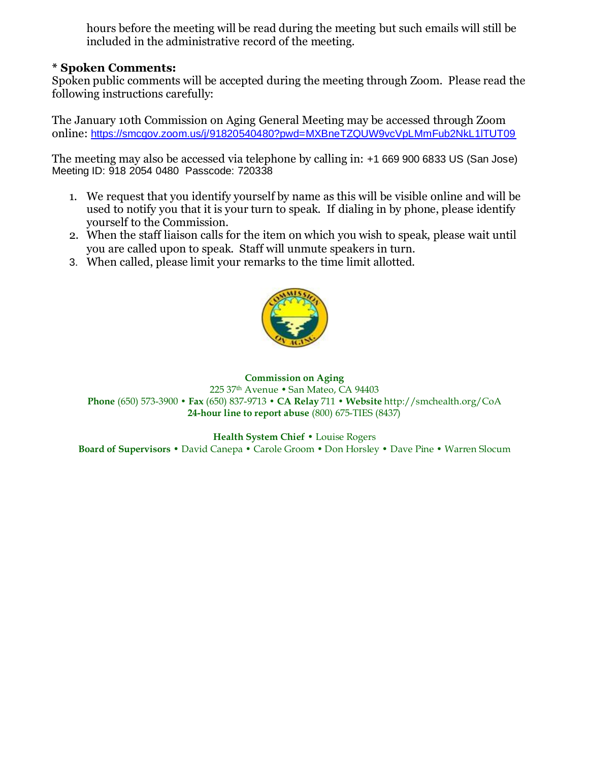hours before the meeting will be read during the meeting but such emails will still be included in the administrative record of the meeting.

**\* Spoken Comments:**
Spoken public comments will be accepted during the meeting through Zoom. Please read the following instructions carefully:

The January 10th Commission on Aging General Meeting may be accessed through Zoom online: https://smcgov.zoom.us/j/91820540480?pwd=MXBneTZQUW9vcVpLMmFub2NkL1lTUT09

The meeting may also be accessed via telephone by calling in: +1 669 900 6833 US (San Jose)
Meeting ID: 918 2054 0480 Passcode: 720338

1. We request that you identify yourself by name as this will be visible online and will be used to notify you that it is your turn to speak. If dialing in by phone, please identify yourself to the Commission.
2. When the staff liaison calls for the item on which you wish to speak, please wait until you are called upon to speak. Staff will unmute speakers in turn.
3. When called, please limit your remarks to the time limit allotted.

**Commission on Aging**
225 37th Avenue • San Mateo, CA 94403
**Phone** (650) 573-3900 • **Fax** (650) 837-9713 • **CA Relay** 711 • **Website** http://smchealth.org/CoA
**24-hour line to report abuse** (800) 675-TIES (8437)

**Health System Chief** • Louise Rogers
**Board of Supervisors** • David Canepa • Carole Groom • Don Horsley • Dave Pine • Warren Slocum